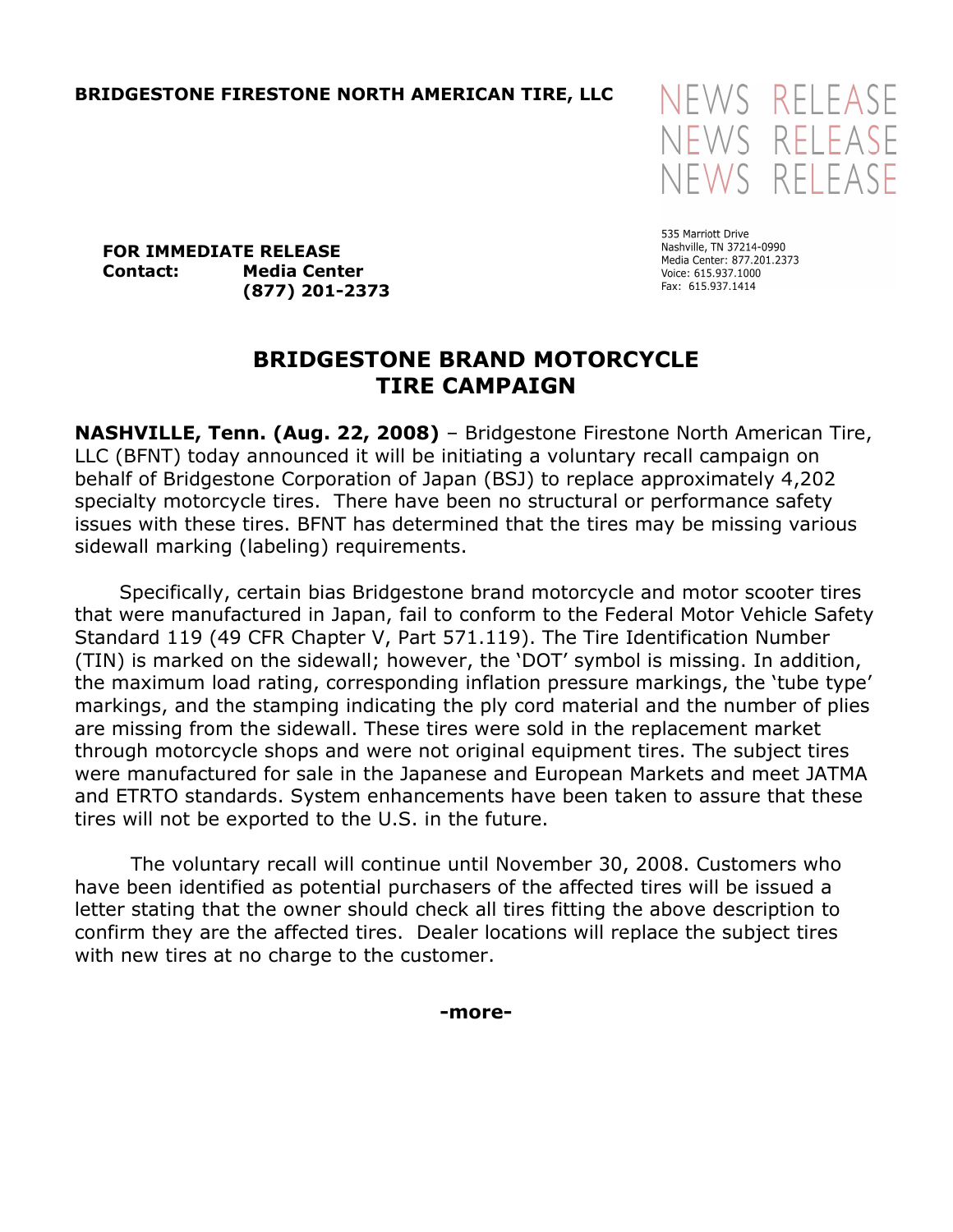**BRIDGESTONE FIRESTONE NORTH AMERICAN TIRE, LLC**

NEWS RELEASE
NEWS RELEASE
NEWS RELEASE

535 Marriott Drive
Nashville, TN 37214-0990
Media Center: 877.201.2373
Voice: 615.937.1000
Fax: 615.937.1414

**FOR IMMEDIATE RELEASE**
**Contact: Media Center**
**(877) 201-2373**

# BRIDGESTONE BRAND MOTORCYCLE TIRE CAMPAIGN

**NASHVILLE, Tenn. (Aug. 22, 2008)** – Bridgestone Firestone North American Tire, LLC (BFNT) today announced it will be initiating a voluntary recall campaign on behalf of Bridgestone Corporation of Japan (BSJ) to replace approximately 4,202 specialty motorcycle tires. There have been no structural or performance safety issues with these tires. BFNT has determined that the tires may be missing various sidewall marking (labeling) requirements.

Specifically, certain bias Bridgestone brand motorcycle and motor scooter tires that were manufactured in Japan, fail to conform to the Federal Motor Vehicle Safety Standard 119 (49 CFR Chapter V, Part 571.119). The Tire Identification Number (TIN) is marked on the sidewall; however, the 'DOT' symbol is missing. In addition, the maximum load rating, corresponding inflation pressure markings, the 'tube type' markings, and the stamping indicating the ply cord material and the number of plies are missing from the sidewall. These tires were sold in the replacement market through motorcycle shops and were not original equipment tires. The subject tires were manufactured for sale in the Japanese and European Markets and meet JATMA and ETRTO standards. System enhancements have been taken to assure that these tires will not be exported to the U.S. in the future.

The voluntary recall will continue until November 30, 2008. Customers who have been identified as potential purchasers of the affected tires will be issued a letter stating that the owner should check all tires fitting the above description to confirm they are the affected tires. Dealer locations will replace the subject tires with new tires at no charge to the customer.

**-more-**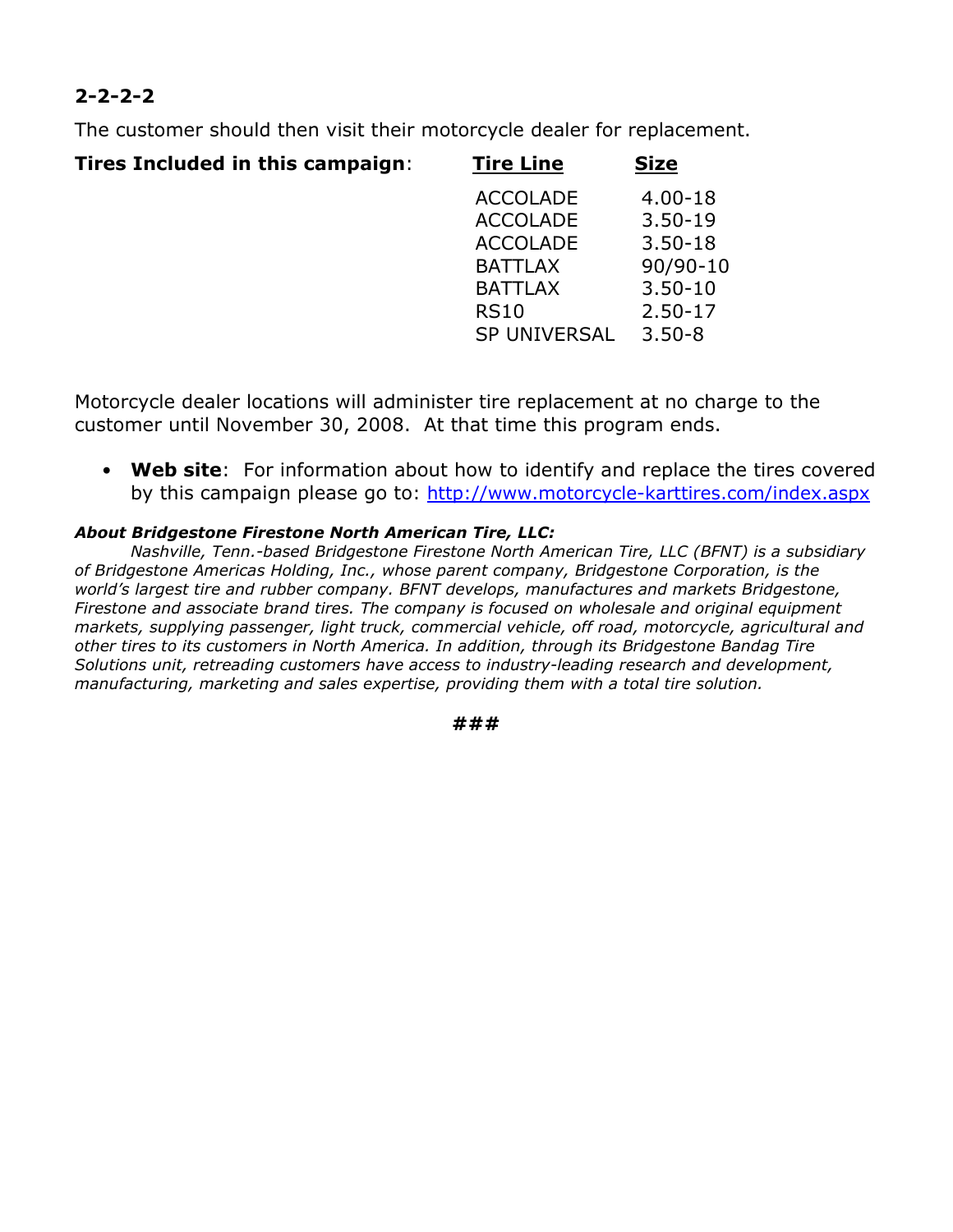## 2-2-2-2

The customer should then visit their motorcycle dealer for replacement.

**Tires Included in this campaign**:

| Tire Line | Size |
|---|---|
| ACCOLADE | 4.00-18 |
| ACCOLADE | 3.50-19 |
| ACCOLADE | 3.50-18 |
| BATTLAX | 90/90-10 |
| BATTLAX | 3.50-10 |
| RS10 | 2.50-17 |
| SP UNIVERSAL | 3.50-8 |

Motorcycle dealer locations will administer tire replacement at no charge to the customer until November 30, 2008. At that time this program ends.

- **Web site**: For information about how to identify and replace the tires covered by this campaign please go to: http://www.motorcycle-karttires.com/index.aspx

***About Bridgestone Firestone North American Tire, LLC:***

*Nashville, Tenn.-based Bridgestone Firestone North American Tire, LLC (BFNT) is a subsidiary of Bridgestone Americas Holding, Inc., whose parent company, Bridgestone Corporation, is the world's largest tire and rubber company. BFNT develops, manufactures and markets Bridgestone, Firestone and associate brand tires. The company is focused on wholesale and original equipment markets, supplying passenger, light truck, commercial vehicle, off road, motorcycle, agricultural and other tires to its customers in North America. In addition, through its Bridgestone Bandag Tire Solutions unit, retreading customers have access to industry-leading research and development, manufacturing, marketing and sales expertise, providing them with a total tire solution.*

**###**